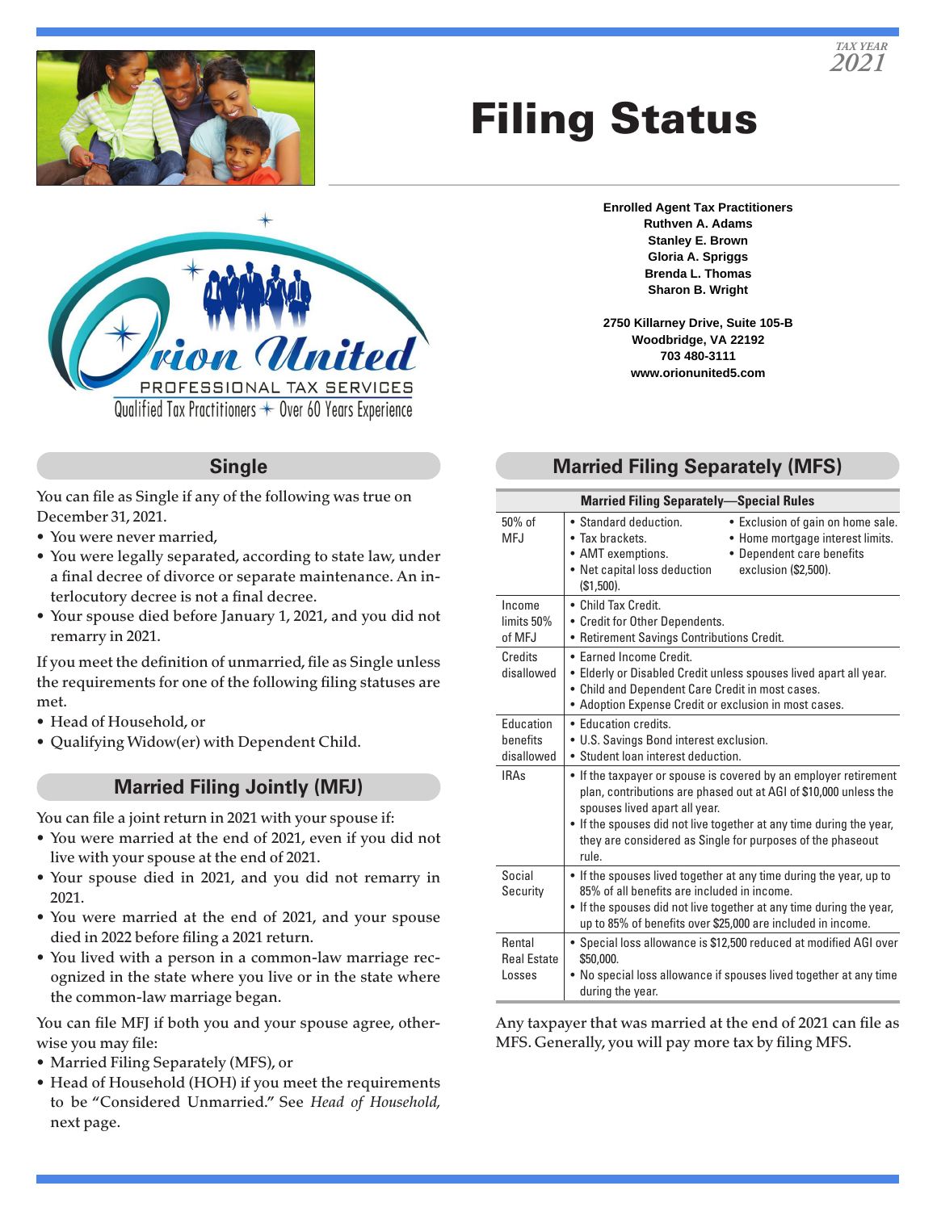TAX YEAR 2021

# Filing Status

Orion United
PROFESSIONAL TAX SERVICES
Qualified Tax Practitioners ✦ Over 60 Years Experience

**Enrolled Agent Tax Practitioners**
**Ruthven A. Adams**
**Stanley E. Brown**
**Gloria A. Spriggs**
**Brenda L. Thomas**
**Sharon B. Wright**

**2750 Killarney Drive, Suite 105-B**
**Woodbridge, VA 22192**
**703 480-3111**
**www.orionunited5.com**

## Single

You can file as Single if any of the following was true on December 31, 2021.

- You were never married,
- You were legally separated, according to state law, under a final decree of divorce or separate maintenance. An interlocutory decree is not a final decree.
- Your spouse died before January 1, 2021, and you did not remarry in 2021.

If you meet the definition of unmarried, file as Single unless the requirements for one of the following filing statuses are met.

- Head of Household, or
- Qualifying Widow(er) with Dependent Child.

## Married Filing Jointly (MFJ)

You can file a joint return in 2021 with your spouse if:

- You were married at the end of 2021, even if you did not live with your spouse at the end of 2021.
- Your spouse died in 2021, and you did not remarry in 2021.
- You were married at the end of 2021, and your spouse died in 2022 before filing a 2021 return.
- You lived with a person in a common-law marriage recognized in the state where you live or in the state where the common-law marriage began.

You can file MFJ if both you and your spouse agree, otherwise you may file:

- Married Filing Separately (MFS), or
- Head of Household (HOH) if you meet the requirements to be "Considered Unmarried." See *Head of Household,* next page.

## Married Filing Separately (MFS)

| Married Filing Separately—Special Rules | |
|---|---|
| 50% of MFJ | • Standard deduction.<br>• Tax brackets.<br>• AMT exemptions.<br>• Net capital loss deduction ($1,500).<br>• Exclusion of gain on home sale.<br>• Home mortgage interest limits.<br>• Dependent care benefits exclusion ($2,500). |
| Income limits 50% of MFJ | • Child Tax Credit.<br>• Credit for Other Dependents.<br>• Retirement Savings Contributions Credit. |
| Credits disallowed | • Earned Income Credit.<br>• Elderly or Disabled Credit unless spouses lived apart all year.<br>• Child and Dependent Care Credit in most cases.<br>• Adoption Expense Credit or exclusion in most cases. |
| Education benefits disallowed | • Education credits.<br>• U.S. Savings Bond interest exclusion.<br>• Student loan interest deduction. |
| IRAs | • If the taxpayer or spouse is covered by an employer retirement plan, contributions are phased out at AGI of $10,000 unless the spouses lived apart all year.<br>• If the spouses did not live together at any time during the year, they are considered as Single for purposes of the phaseout rule. |
| Social Security | • If the spouses lived together at any time during the year, up to 85% of all benefits are included in income.<br>• If the spouses did not live together at any time during the year, up to 85% of benefits over $25,000 are included in income. |
| Rental Real Estate Losses | • Special loss allowance is $12,500 reduced at modified AGI over $50,000.<br>• No special loss allowance if spouses lived together at any time during the year. |

Any taxpayer that was married at the end of 2021 can file as MFS. Generally, you will pay more tax by filing MFS.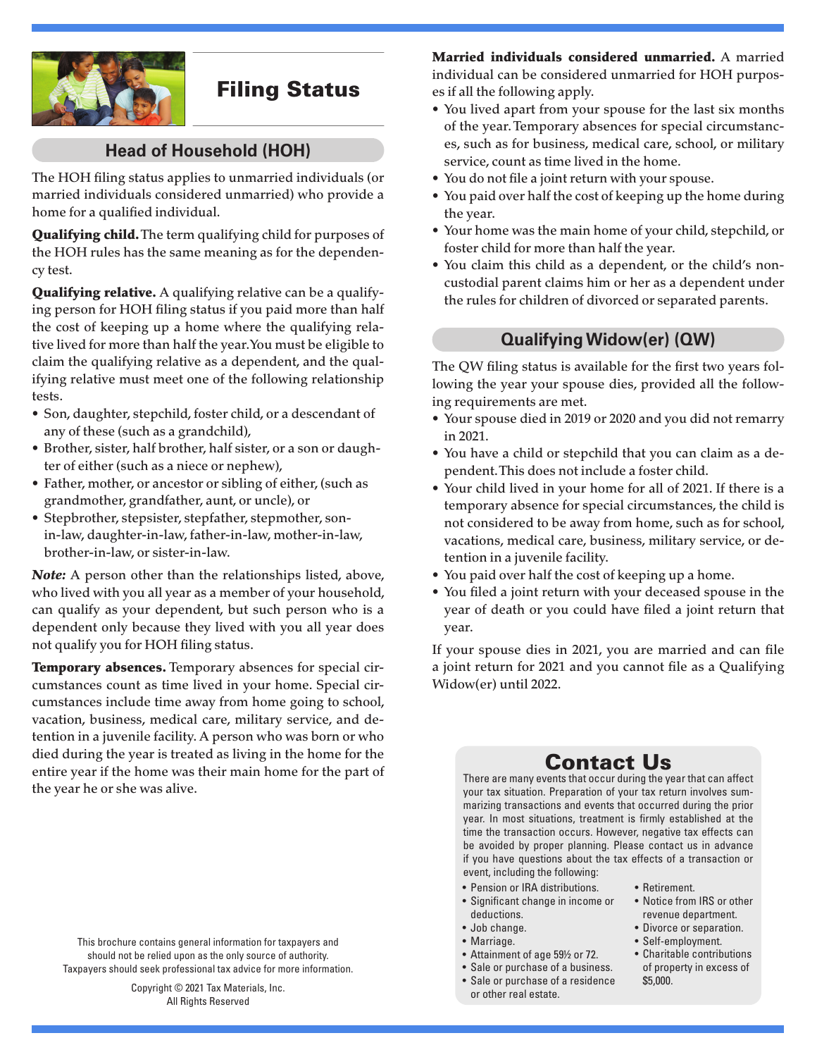# Filing Status

## Head of Household (HOH)

The HOH filing status applies to unmarried individuals (or married individuals considered unmarried) who provide a home for a qualified individual.

**Qualifying child.** The term qualifying child for purposes of the HOH rules has the same meaning as for the dependency test.

**Qualifying relative.** A qualifying relative can be a qualifying person for HOH filing status if you paid more than half the cost of keeping up a home where the qualifying relative lived for more than half the year. You must be eligible to claim the qualifying relative as a dependent, and the qualifying relative must meet one of the following relationship tests.

- Son, daughter, stepchild, foster child, or a descendant of any of these (such as a grandchild),
- Brother, sister, half brother, half sister, or a son or daughter of either (such as a niece or nephew),
- Father, mother, or ancestor or sibling of either, (such as grandmother, grandfather, aunt, or uncle), or
- Stepbrother, stepsister, stepfather, stepmother, son-in-law, daughter-in-law, father-in-law, mother-in-law, brother-in-law, or sister-in-law.

***Note:*** A person other than the relationships listed, above, who lived with you all year as a member of your household, can qualify as your dependent, but such person who is a dependent only because they lived with you all year does not qualify you for HOH filing status.

**Temporary absences.** Temporary absences for special circumstances count as time lived in your home. Special circumstances include time away from home going to school, vacation, business, medical care, military service, and detention in a juvenile facility. A person who was born or who died during the year is treated as living in the home for the entire year if the home was their main home for the part of the year he or she was alive.

**Married individuals considered unmarried.** A married individual can be considered unmarried for HOH purposes if all the following apply.

- You lived apart from your spouse for the last six months of the year. Temporary absences for special circumstances, such as for business, medical care, school, or military service, count as time lived in the home.
- You do not file a joint return with your spouse.
- You paid over half the cost of keeping up the home during the year.
- Your home was the main home of your child, stepchild, or foster child for more than half the year.
- You claim this child as a dependent, or the child's noncustodial parent claims him or her as a dependent under the rules for children of divorced or separated parents.

## Qualifying Widow(er) (QW)

The QW filing status is available for the first two years following the year your spouse dies, provided all the following requirements are met.

- Your spouse died in 2019 or 2020 and you did not remarry in 2021.
- You have a child or stepchild that you can claim as a dependent. This does not include a foster child.
- Your child lived in your home for all of 2021. If there is a temporary absence for special circumstances, the child is not considered to be away from home, such as for school, vacations, medical care, business, military service, or detention in a juvenile facility.
- You paid over half the cost of keeping up a home.
- You filed a joint return with your deceased spouse in the year of death or you could have filed a joint return that year.

If your spouse dies in 2021, you are married and can file a joint return for 2021 and you cannot file as a Qualifying Widow(er) until 2022.

## Contact Us

There are many events that occur during the year that can affect your tax situation. Preparation of your tax return involves summarizing transactions and events that occurred during the prior year. In most situations, treatment is firmly established at the time the transaction occurs. However, negative tax effects can be avoided by proper planning. Please contact us in advance if you have questions about the tax effects of a transaction or event, including the following:

- Pension or IRA distributions.
- Significant change in income or deductions.
- Job change.
- Marriage.
- Attainment of age 59½ or 72.
- Sale or purchase of a business.
- Sale or purchase of a residence or other real estate.
- Retirement.
- Notice from IRS or other revenue department.
- Divorce or separation.
- Self-employment.
- Charitable contributions of property in excess of $5,000.

This brochure contains general information for taxpayers and should not be relied upon as the only source of authority. Taxpayers should seek professional tax advice for more information.

Copyright © 2021 Tax Materials, Inc.
All Rights Reserved